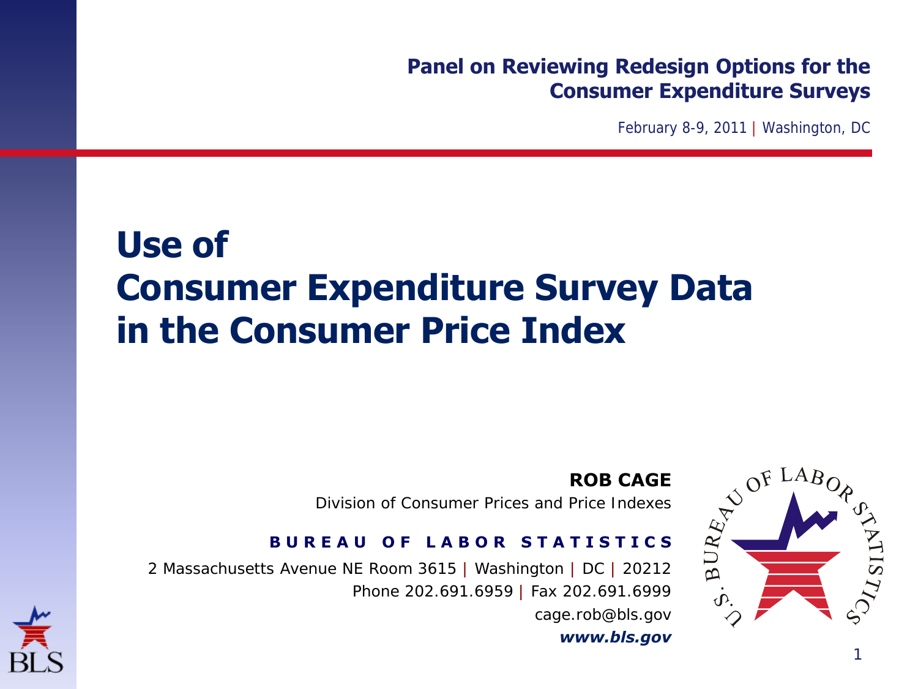**Panel on Reviewing Redesign Options for the Consumer Expenditure Surveys**

February 8-9, 2011 | Washington, DC

# Use of Consumer Expenditure Survey Data in the Consumer Price Index

**ROB CAGE**

Division of Consumer Prices and Price Indexes

**BUREAU OF LABOR STATISTICS**

2 Massachusetts Avenue NE Room 3615 | Washington | DC | 20212

Phone 202.691.6959 | Fax 202.691.6999

cage.rob@bls.gov

***www.bls.gov***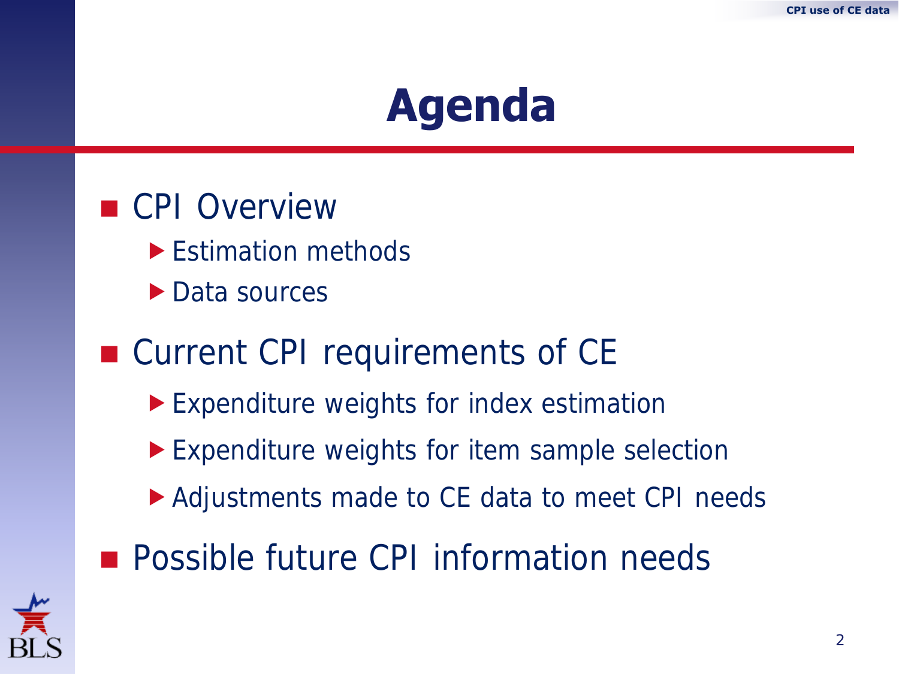# Agenda

- CPI Overview
  - Estimation methods
  - Data sources
- Current CPI requirements of CE
  - Expenditure weights for index estimation
  - Expenditure weights for item sample selection
  - Adjustments made to CE data to meet CPI needs
- Possible future CPI information needs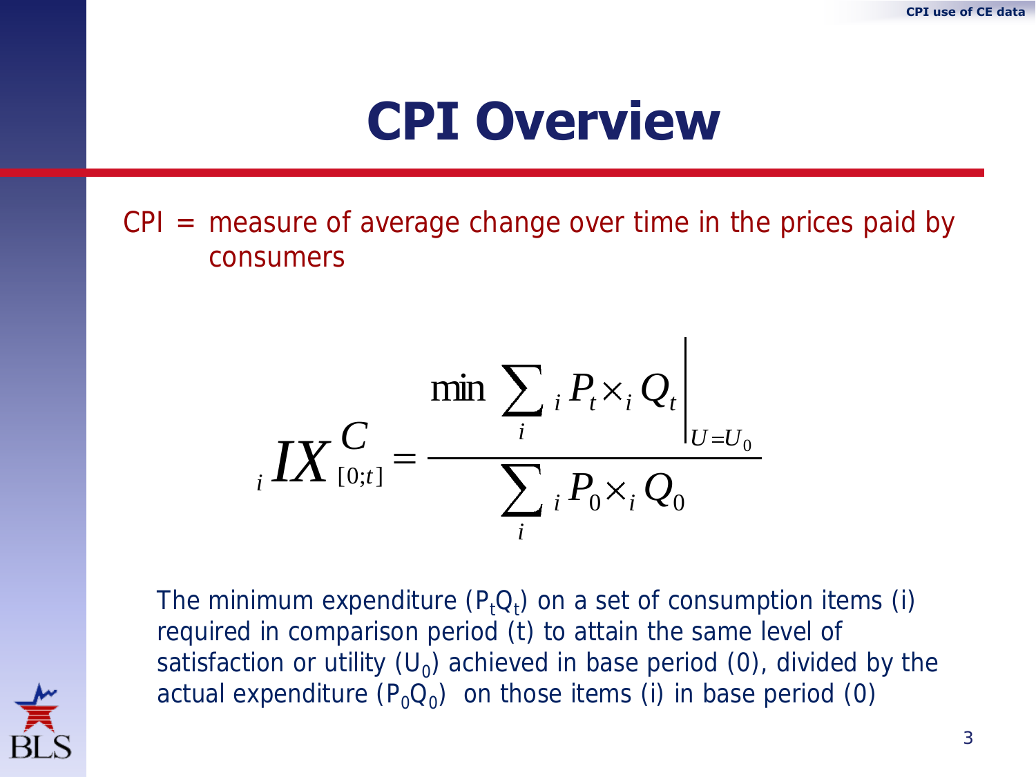# CPI Overview

CPI = measure of average change over time in the prices paid by consumers

$$
{}_{i}IX^{C}_{[0;t]} = \frac{\min \sum_{i} {}_{i}P_t \times {}_{i}Q_t \Big|_{U=U_0}}{\sum_{i} {}_{i}P_0 \times {}_{i}Q_0}
$$

The minimum expenditure ($P_tQ_t$) on a set of consumption items (i) required in comparison period (t) to attain the same level of satisfaction or utility ($U_0$) achieved in base period (0), divided by the actual expenditure ($P_0Q_0$) on those items (i) in base period (0)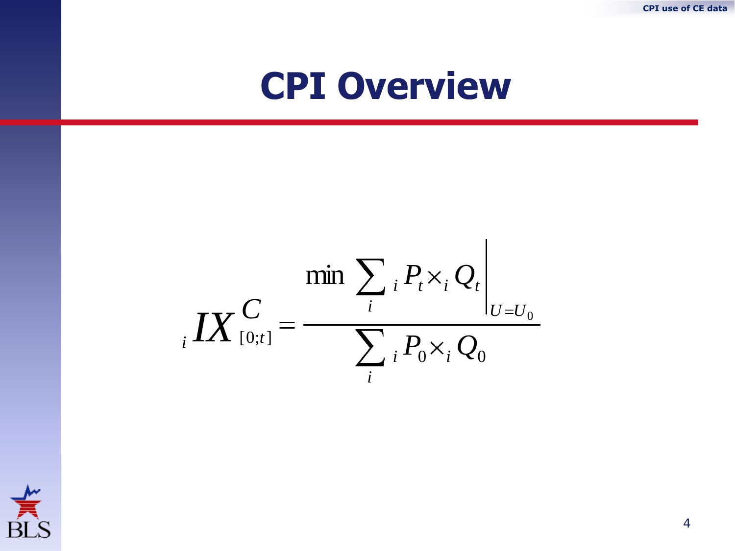# CPI Overview

$$
{}_{i}IX^{C}_{[0;t]} = \frac{\min \sum_{i} {}_{i}P_{t} \times {}_{i}Q_{t} \Big|_{U=U_{0}}}{\sum_{i} {}_{i}P_{0} \times {}_{i}Q_{0}}
$$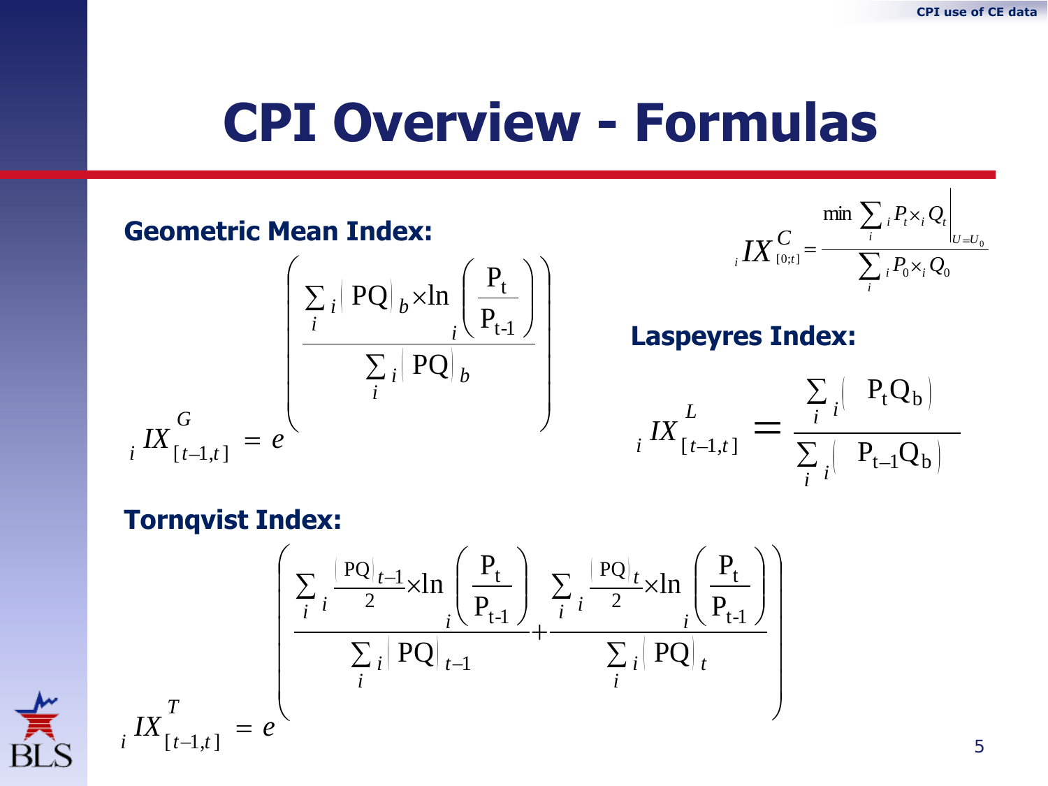# CPI Overview - Formulas

## Geometric Mean Index:

$$
{}_i IX^{G}_{[t-1,t]} = e^{\left( \frac{\sum_i {}_i\left| PQ \right|_b \times \ln {}_i\left( \frac{P_t}{P_{t-1}} \right)}{\sum_i {}_i\left| PQ \right|_b} \right)}
$$

$$
{}_i IX^{C}_{[0;t]} = \frac{\min \sum_i {}_i P_t \times_i Q_t \Big|_{U=U_0}}{\sum_i {}_i P_0 \times_i Q_0}
$$

## Laspeyres Index:

$$
{}_i IX^{L}_{[t-1,t]} = \frac{\sum_i {}_i\left( P_t Q_b \right)}{\sum_i {}_i\left( P_{t-1} Q_b \right)}
$$

## Tornqvist Index:

$$
{}_i IX^{T}_{[t-1,t]} = e^{\left( \frac{\sum_i {}_i \frac{\left| PQ \right|_{t-1}}{2} \times \ln {}_i\left( \frac{P_t}{P_{t-1}} \right)}{\sum_i {}_i\left| PQ \right|_{t-1}} + \frac{\sum_i {}_i \frac{\left| PQ \right|_{t}}{2} \times \ln {}_i\left( \frac{P_t}{P_{t-1}} \right)}{\sum_i {}_i\left| PQ \right|_{t}} \right)}
$$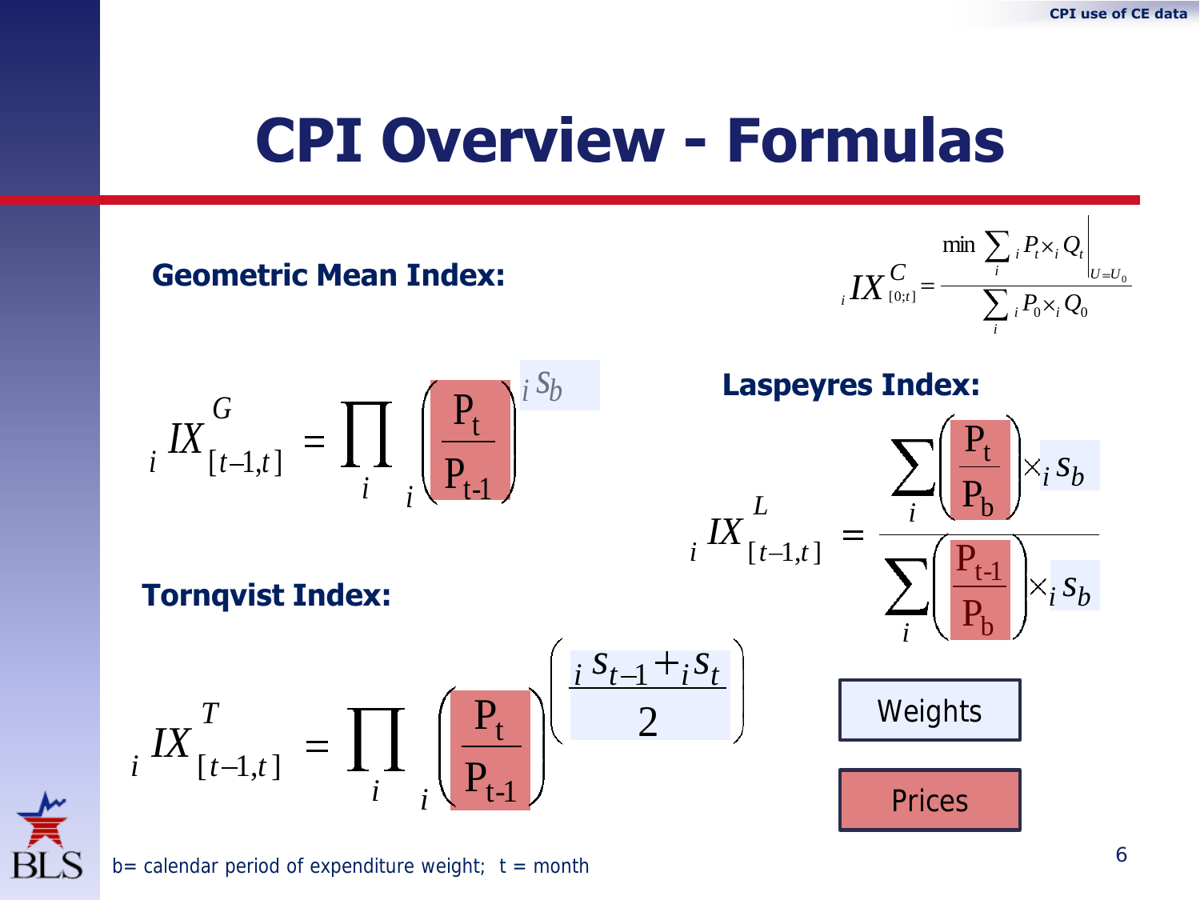# CPI Overview - Formulas

$$ {}_{i}IX^{C}_{[0;t]} = \frac{\min \sum_{i} {}_{i}P_t \times_i Q_t \Big|_{U=U_0}}{\sum_{i} {}_{i}P_0 \times_i Q_0} $$

**Geometric Mean Index:**

$$ {}_{i}IX^{G}_{[t-1,t]} = \prod_{i} {}_{i}\left( \frac{P_t}{P_{t-1}} \right)^{{}_{i}S_b} $$

**Laspeyres Index:**

$$ {}_{i}IX^{L}_{[t-1,t]} = \frac{\sum_{i} \left( \frac{P_t}{P_b} \right) \times_i S_b}{\sum_{i} \left( \frac{P_{t-1}}{P_b} \right) \times_i S_b} $$

**Tornqvist Index:**

$$ {}_{i}IX^{T}_{[t-1,t]} = \prod_{i} {}_{i}\left( \frac{P_t}{P_{t-1}} \right)^{\left( \frac{{}_{i}S_{t-1} + {}_{i}S_t}{2} \right)} $$

Weights

Prices

b= calendar period of expenditure weight; t = month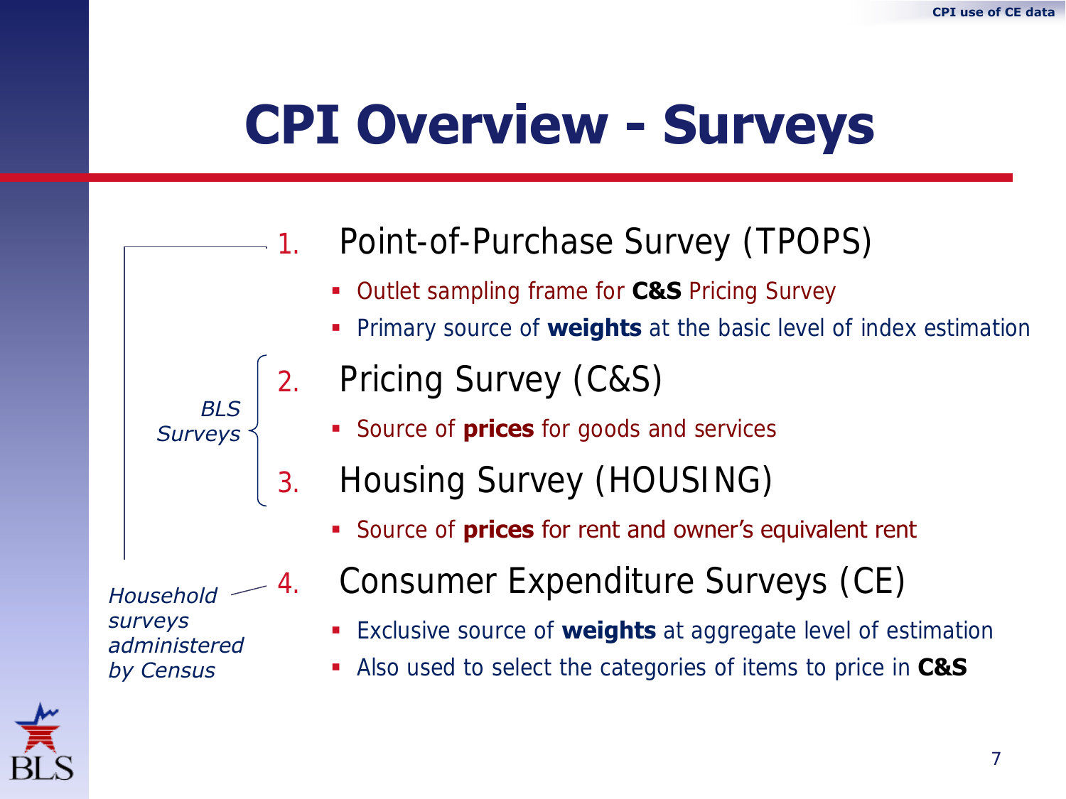# CPI Overview - Surveys

1. Point-of-Purchase Survey (TPOPS)
   - Outlet sampling frame for **C&S** Pricing Survey
   - Primary source of **weights** at the basic level of index estimation
2. Pricing Survey (C&S)
   - Source of **prices** for goods and services
3. Housing Survey (HOUSING)
   - Source of **prices** for rent and owner's equivalent rent
4. Consumer Expenditure Surveys (CE)
   - Exclusive source of **weights** at aggregate level of estimation
   - Also used to select the categories of items to price in **C&S**

*BLS Surveys* (items 2–3)

*Household surveys administered by Census* (item 4)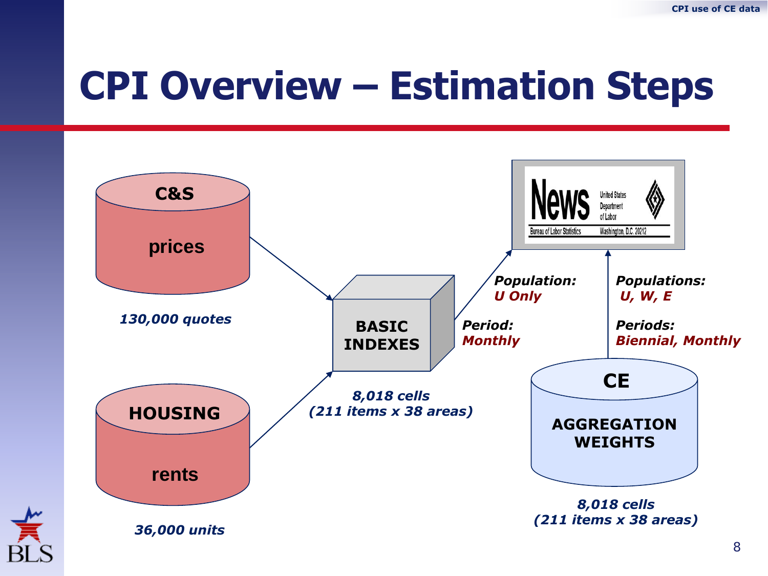# CPI Overview – Estimation Steps

**C&S**

prices

***130,000 quotes***

**HOUSING**

rents

***36,000 units***

**BASIC INDEXES**

***8,018 cells***
***(211 items x 38 areas)***

***Population:***
***U Only***

***Period:***
***Monthly***

News — United States Department of Labor — Bureau of Labor Statistics — Washington, D.C. 20212

***Populations:***
***U, W, E***

***Periods:***
***Biennial, Monthly***

**CE**

**AGGREGATION WEIGHTS**

***8,018 cells***
***(211 items x 38 areas)***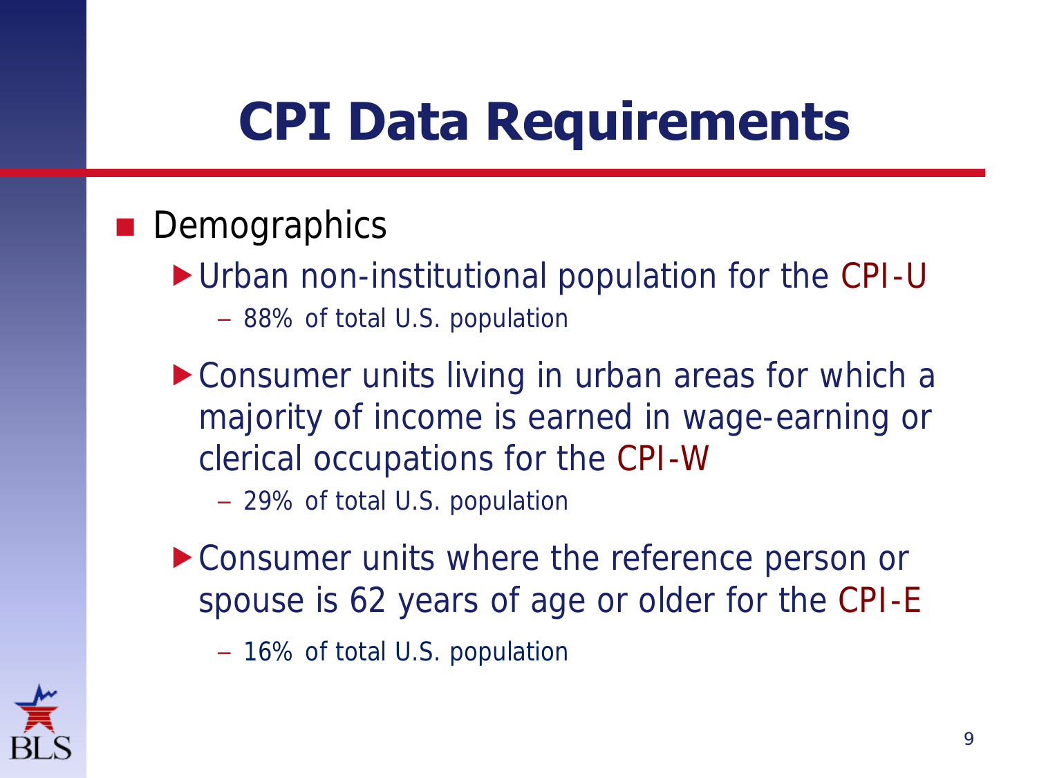# CPI Data Requirements

- Demographics
  - Urban non-institutional population for the CPI-U
    - 88% of total U.S. population
  - Consumer units living in urban areas for which a majority of income is earned in wage-earning or clerical occupations for the CPI-W
    - 29% of total U.S. population
  - Consumer units where the reference person or spouse is 62 years of age or older for the CPI-E
    - 16% of total U.S. population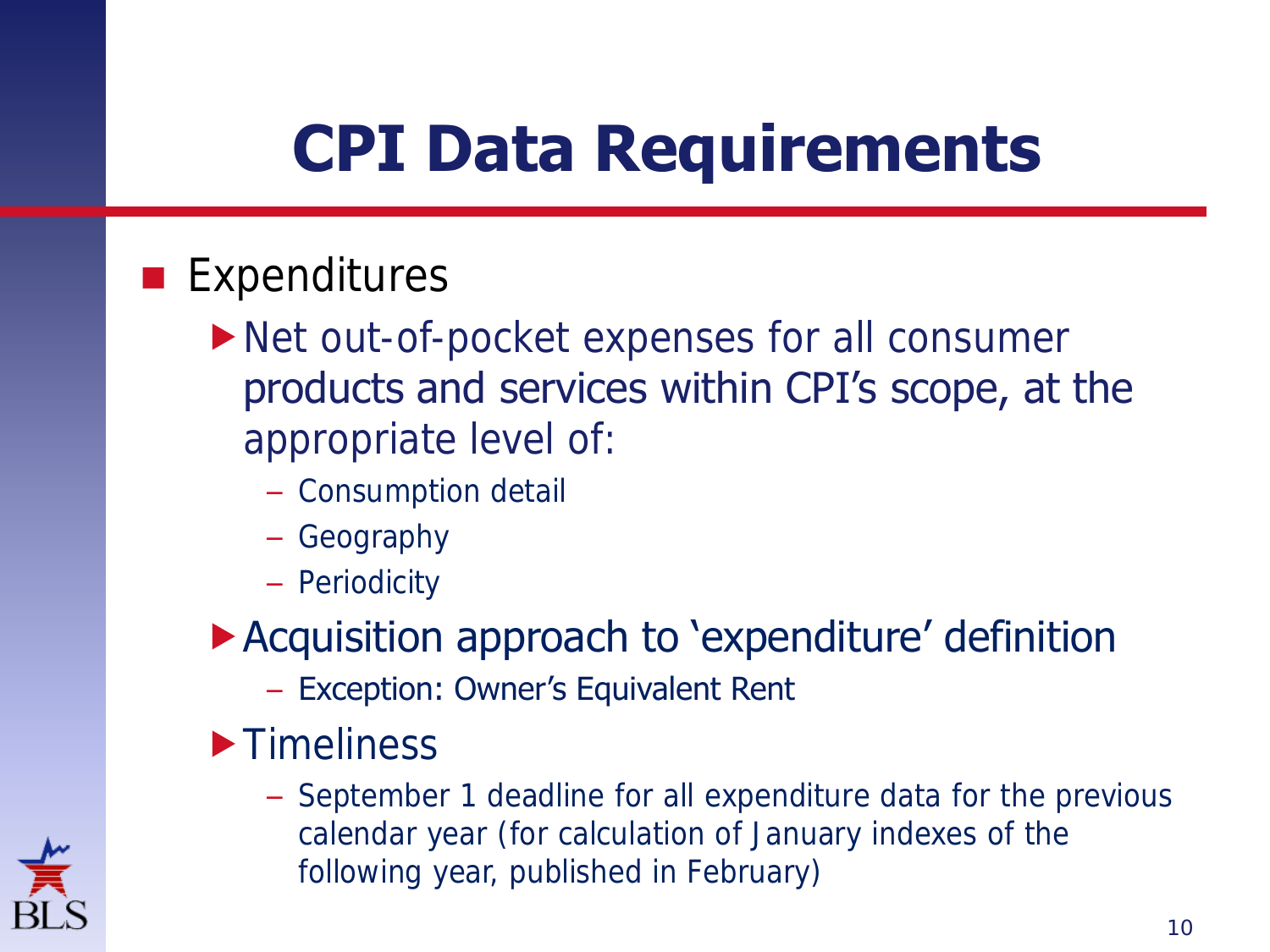# CPI Data Requirements

- Expenditures
  - Net out-of-pocket expenses for all consumer products and services within CPI's scope, at the appropriate level of:
    - Consumption detail
    - Geography
    - Periodicity
  - Acquisition approach to 'expenditure' definition
    - Exception: Owner's Equivalent Rent
  - Timeliness
    - September 1 deadline for all expenditure data for the previous calendar year (for calculation of January indexes of the following year, published in February)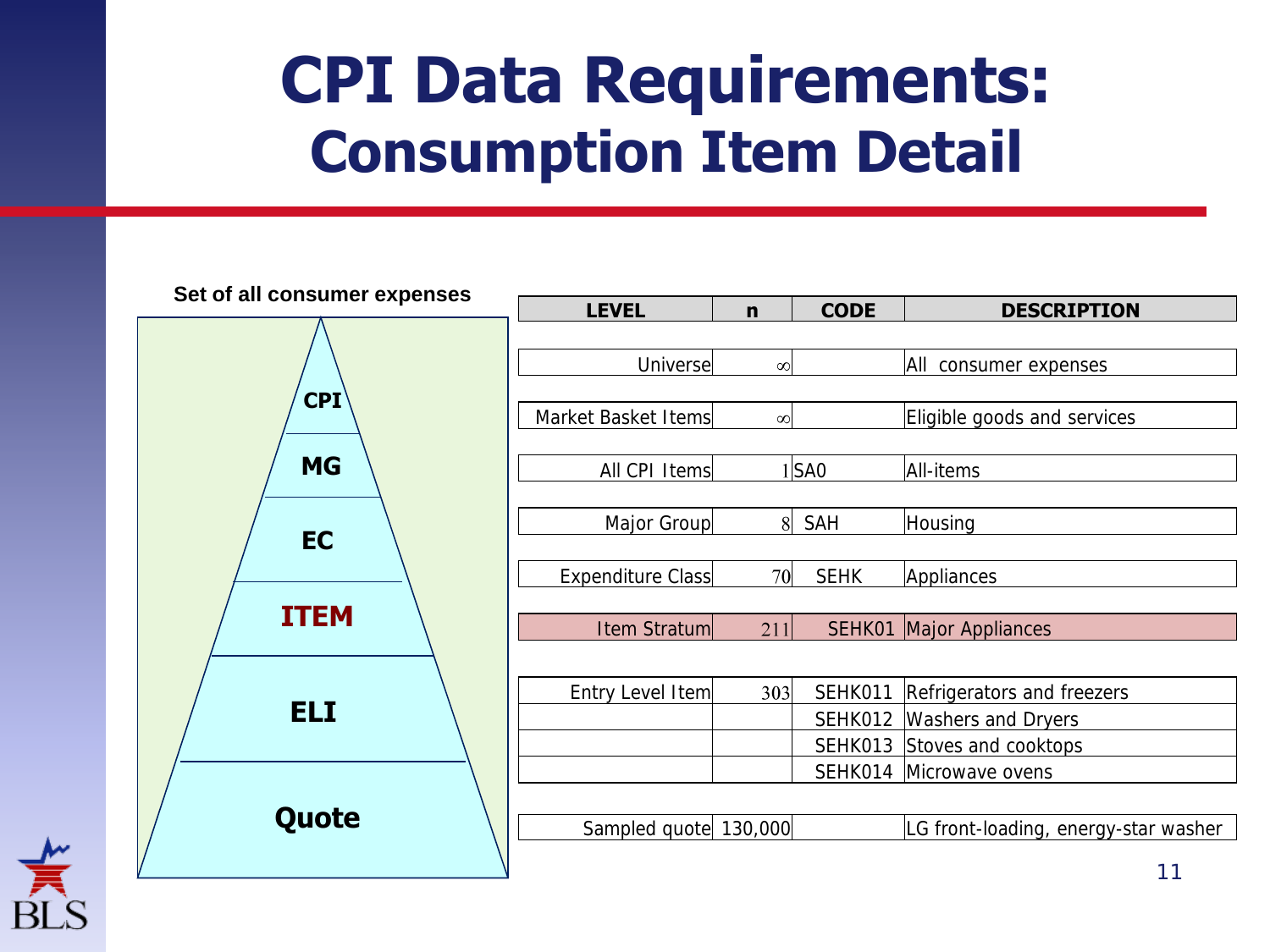# CPI Data Requirements:
## Consumption Item Detail

**Set of all consumer expenses**

- CPI
- MG
- EC
- ITEM
- ELI
- Quote

| LEVEL | n | CODE | DESCRIPTION |
|---|---|---|---|
| Universe | $\infty$ | | All consumer expenses |
| Market Basket Items | $\infty$ | | Eligible goods and services |
| All CPI Items | 1 | SA0 | All-items |
| Major Group | 8 | SAH | Housing |
| Expenditure Class | 70 | SEHK | Appliances |
| Item Stratum | 211 | SEHK01 | Major Appliances |
| Entry Level Item | 303 | SEHK011 | Refrigerators and freezers |
| | | SEHK012 | Washers and Dryers |
| | | SEHK013 | Stoves and cooktops |
| | | SEHK014 | Microwave ovens |
| Sampled quote | 130,000 | | LG front-loading, energy-star washer |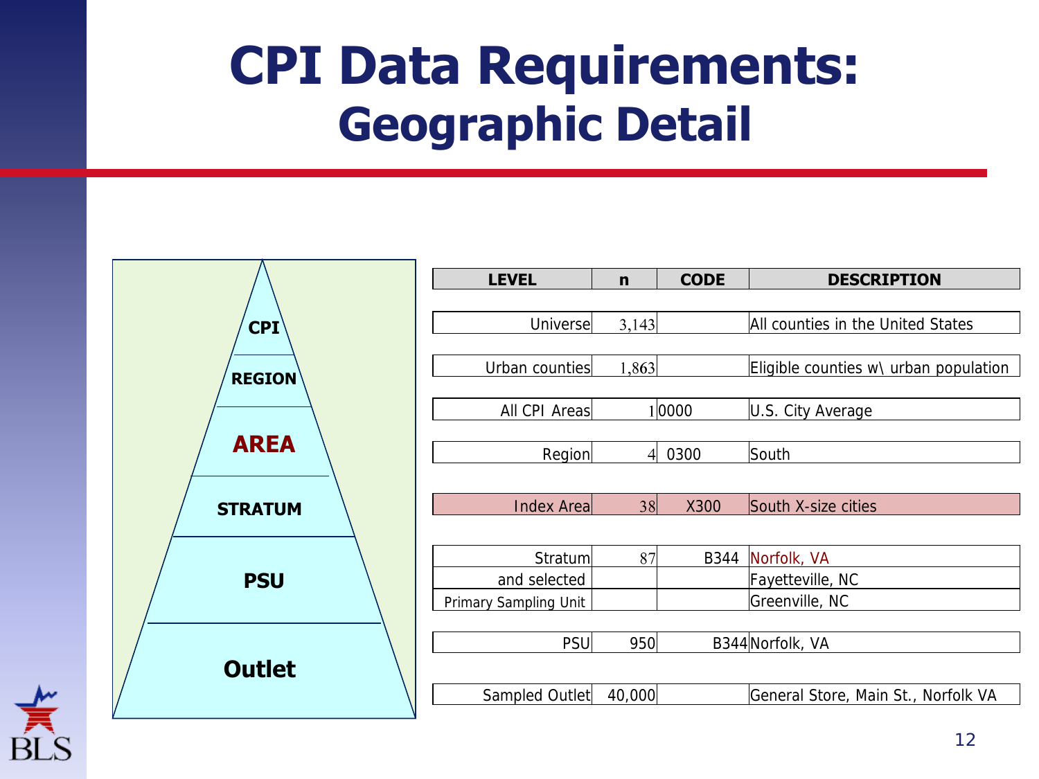# CPI Data Requirements:
## Geographic Detail

CPI
REGION
AREA
STRATUM
PSU
Outlet

| LEVEL | n | CODE | DESCRIPTION |
|---|---|---|---|
| Universe | 3,143 | | All counties in the United States |
| Urban counties | 1,863 | | Eligible counties w\ urban population |
| All CPI Areas | 1 | 0000 | U.S. City Average |
| Region | 4 | 0300 | South |
| Index Area | 38 | X300 | South X-size cities |
| Stratum | 87 | B344 | Norfolk, VA |
| and selected | | | Fayetteville, NC |
| Primary Sampling Unit | | | Greenville, NC |
| PSU | 950 | B344 | Norfolk, VA |
| Sampled Outlet | 40,000 | | General Store, Main St., Norfolk VA |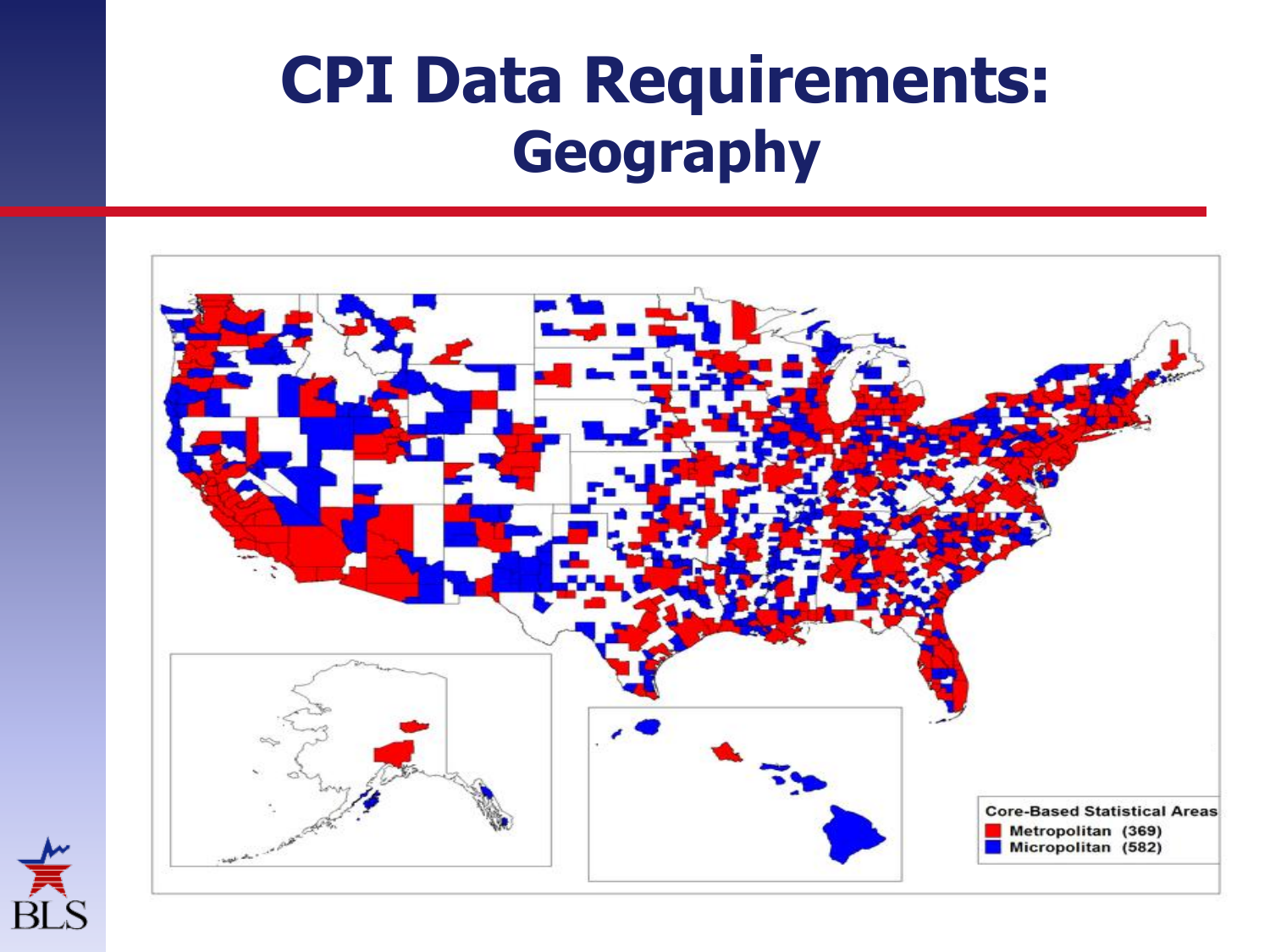# CPI Data Requirements: Geography

Core-Based Statistical Areas
- Metropolitan (369)
- Micropolitan (582)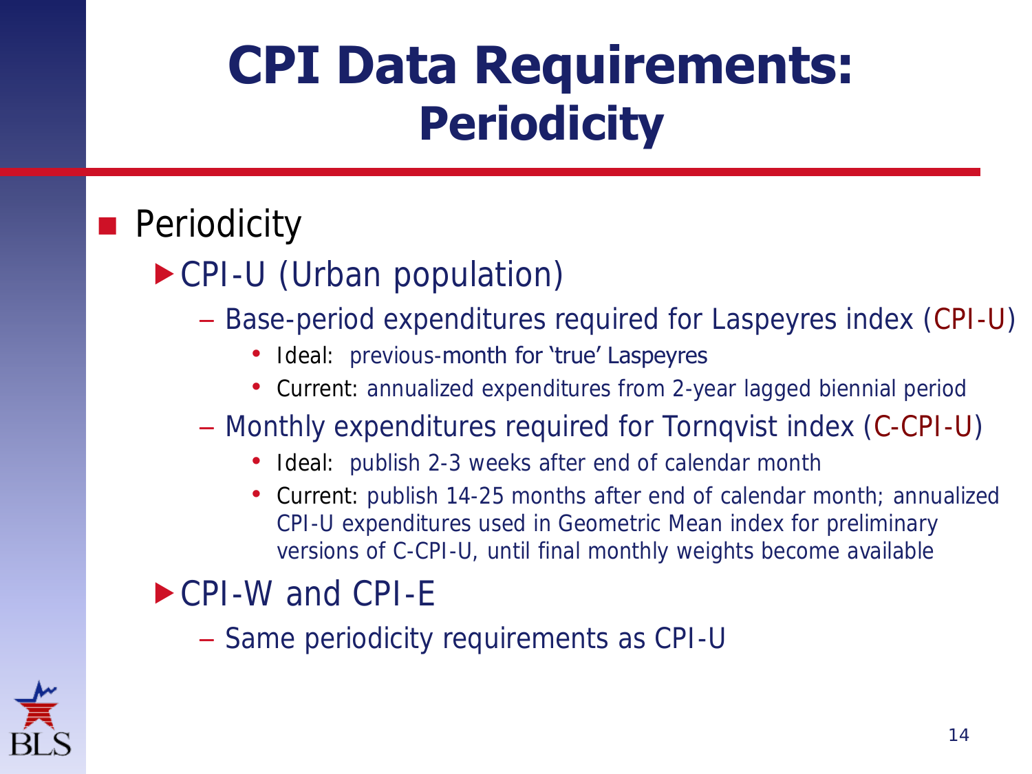# CPI Data Requirements: Periodicity

- Periodicity
  - CPI-U (Urban population)
    - Base-period expenditures required for Laspeyres index (CPI-U)
      - Ideal: previous-month for 'true' Laspeyres
      - Current: annualized expenditures from 2-year lagged biennial period
    - Monthly expenditures required for Tornqvist index (C-CPI-U)
      - Ideal: publish 2-3 weeks after end of calendar month
      - Current: publish 14-25 months after end of calendar month; annualized CPI-U expenditures used in Geometric Mean index for preliminary versions of C-CPI-U, until final monthly weights become available
  - CPI-W and CPI-E
    - Same periodicity requirements as CPI-U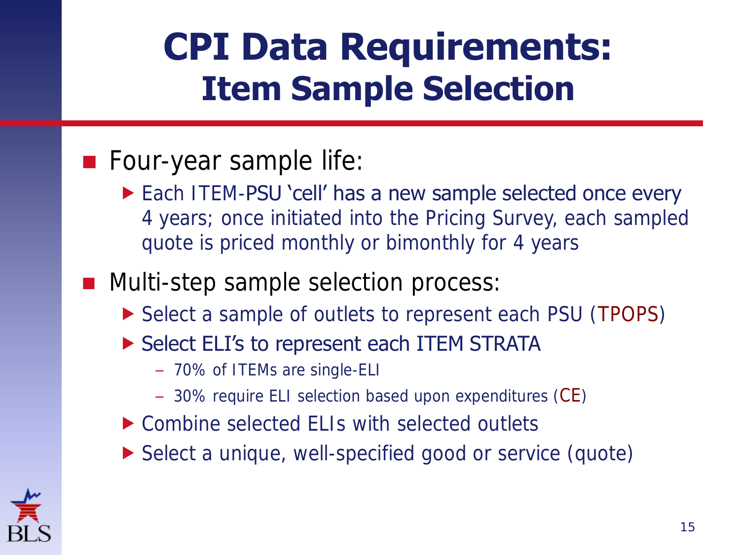# CPI Data Requirements: Item Sample Selection

- Four-year sample life:
  - Each ITEM-PSU 'cell' has a new sample selected once every 4 years; once initiated into the Pricing Survey, each sampled quote is priced monthly or bimonthly for 4 years
- Multi-step sample selection process:
  - Select a sample of outlets to represent each PSU (TPOPS)
  - Select ELI's to represent each ITEM STRATA
    - 70% of ITEMs are single-ELI
    - 30% require ELI selection based upon expenditures (CE)
  - Combine selected ELIs with selected outlets
  - Select a unique, well-specified good or service (quote)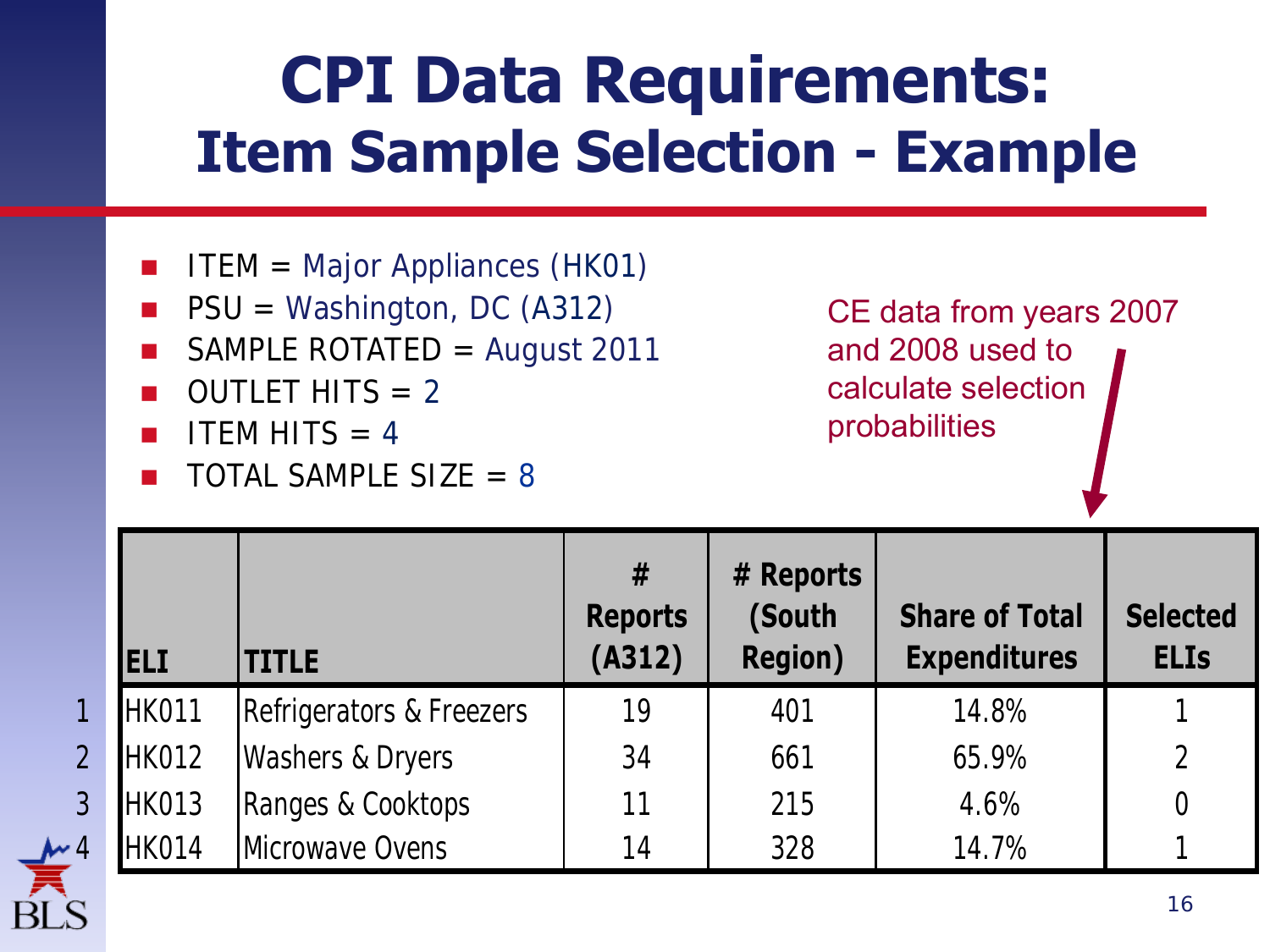# CPI Data Requirements:
## Item Sample Selection - Example

- ITEM = Major Appliances (HK01)
- PSU = Washington, DC (A312)
- SAMPLE ROTATED = August 2011
- OUTLET HITS = 2
- ITEM HITS = 4
- TOTAL SAMPLE SIZE = 8

CE data from years 2007 and 2008 used to calculate selection probabilities

| | ELI | TITLE | # Reports (A312) | # Reports (South Region) | Share of Total Expenditures | Selected ELIs |
|---|---|---|---|---|---|---|
| 1 | HK011 | Refrigerators & Freezers | 19 | 401 | 14.8% | 1 |
| 2 | HK012 | Washers & Dryers | 34 | 661 | 65.9% | 2 |
| 3 | HK013 | Ranges & Cooktops | 11 | 215 | 4.6% | 0 |
| 4 | HK014 | Microwave Ovens | 14 | 328 | 14.7% | 1 |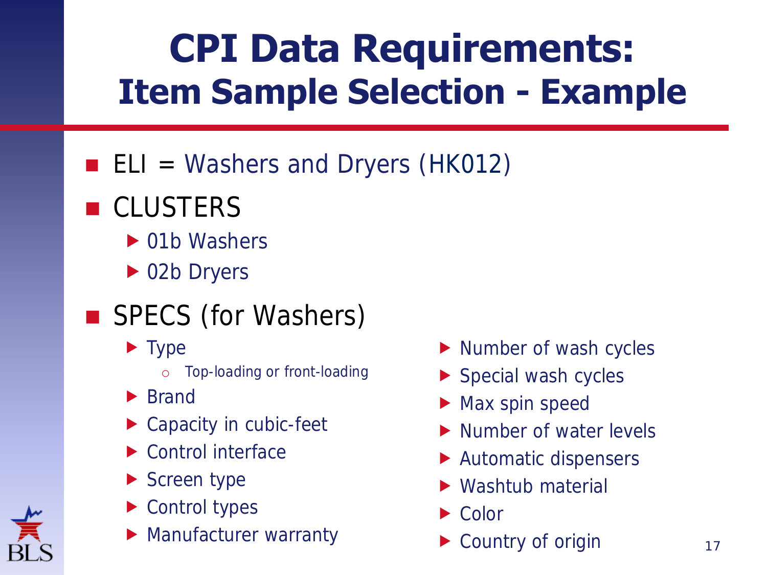# CPI Data Requirements: Item Sample Selection - Example

- ELI = Washers and Dryers (HK012)
- CLUSTERS
  - 01b Washers
  - 02b Dryers
- SPECS (for Washers)
  - Type
    - Top-loading or front-loading
  - Brand
  - Capacity in cubic-feet
  - Control interface
  - Screen type
  - Control types
  - Manufacturer warranty
  - Number of wash cycles
  - Special wash cycles
  - Max spin speed
  - Number of water levels
  - Automatic dispensers
  - Washtub material
  - Color
  - Country of origin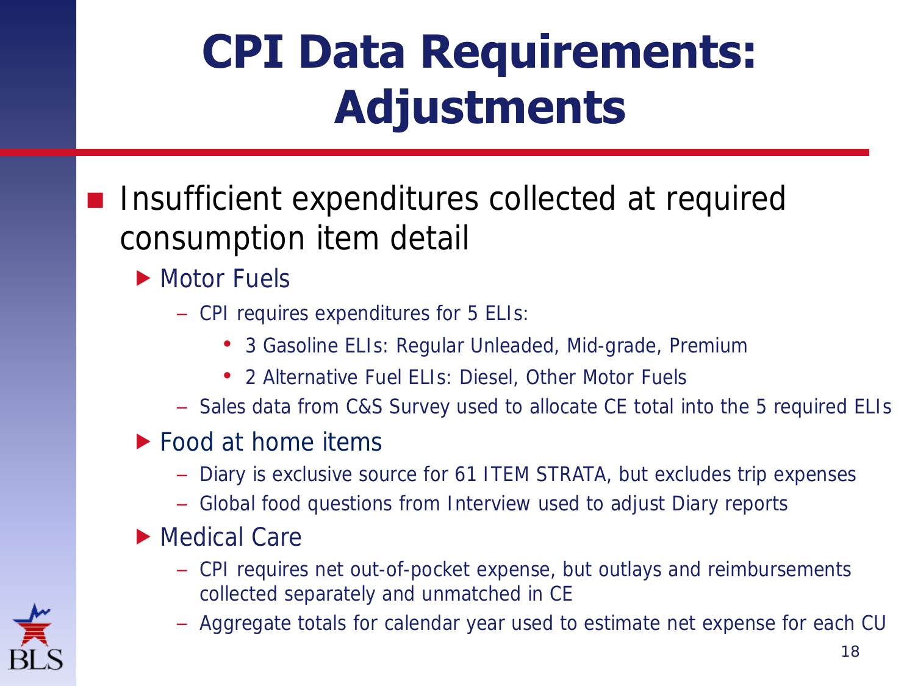# CPI Data Requirements: Adjustments

- Insufficient expenditures collected at required consumption item detail
  - Motor Fuels
    - CPI requires expenditures for 5 ELIs:
      - 3 Gasoline ELIs: Regular Unleaded, Mid-grade, Premium
      - 2 Alternative Fuel ELIs: Diesel, Other Motor Fuels
    - Sales data from C&S Survey used to allocate CE total into the 5 required ELIs
  - Food at home items
    - Diary is exclusive source for 61 ITEM STRATA, but excludes trip expenses
    - Global food questions from Interview used to adjust Diary reports
  - Medical Care
    - CPI requires net out-of-pocket expense, but outlays and reimbursements collected separately and unmatched in CE
    - Aggregate totals for calendar year used to estimate net expense for each CU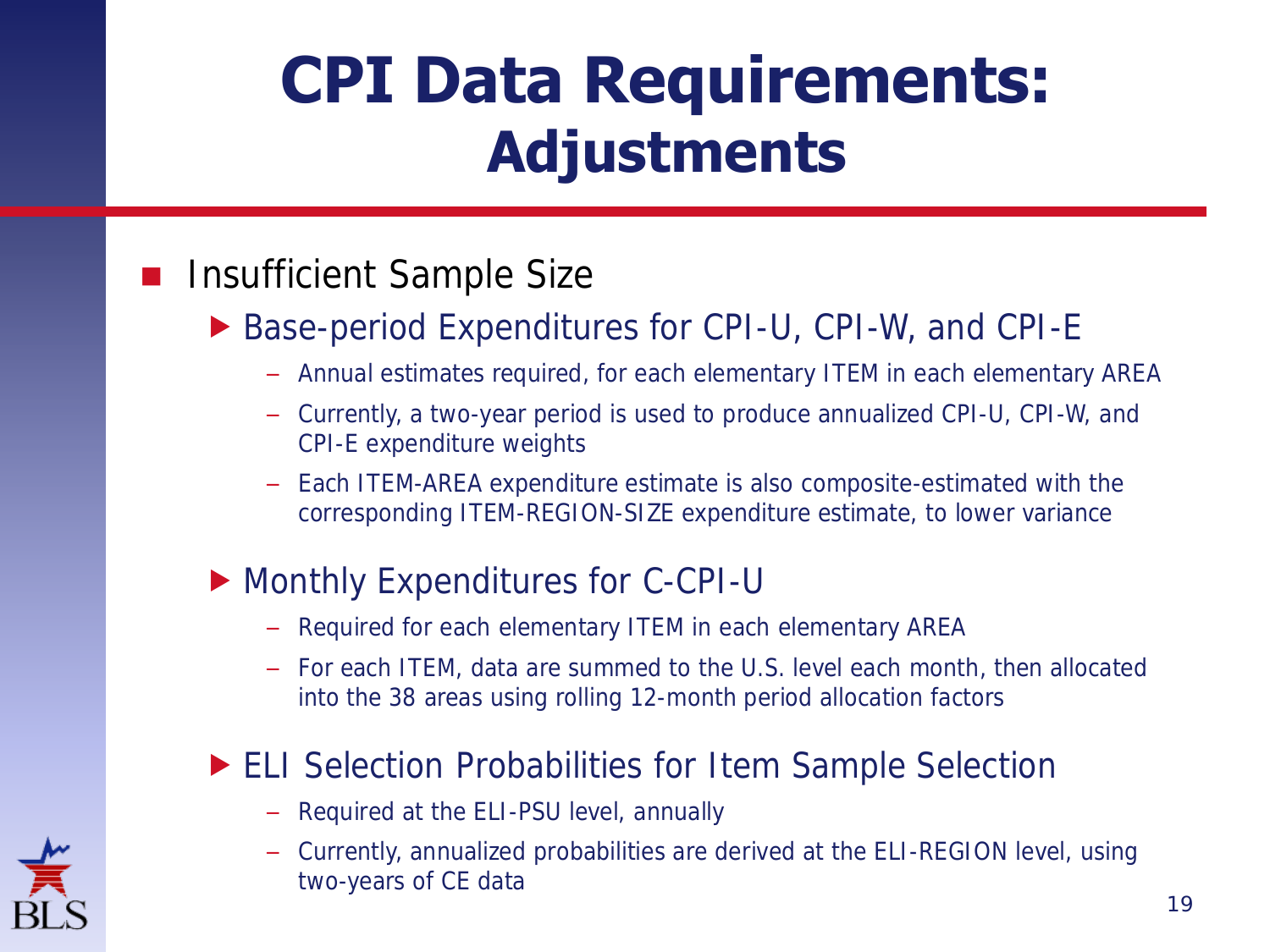# CPI Data Requirements: Adjustments

- Insufficient Sample Size
  - Base-period Expenditures for CPI-U, CPI-W, and CPI-E
    - Annual estimates required, for each elementary ITEM in each elementary AREA
    - Currently, a two-year period is used to produce annualized CPI-U, CPI-W, and CPI-E expenditure weights
    - Each ITEM-AREA expenditure estimate is also composite-estimated with the corresponding ITEM-REGION-SIZE expenditure estimate, to lower variance
  - Monthly Expenditures for C-CPI-U
    - Required for each elementary ITEM in each elementary AREA
    - For each ITEM, data are summed to the U.S. level each month, then allocated into the 38 areas using rolling 12-month period allocation factors
  - ELI Selection Probabilities for Item Sample Selection
    - Required at the ELI-PSU level, annually
    - Currently, annualized probabilities are derived at the ELI-REGION level, using two-years of CE data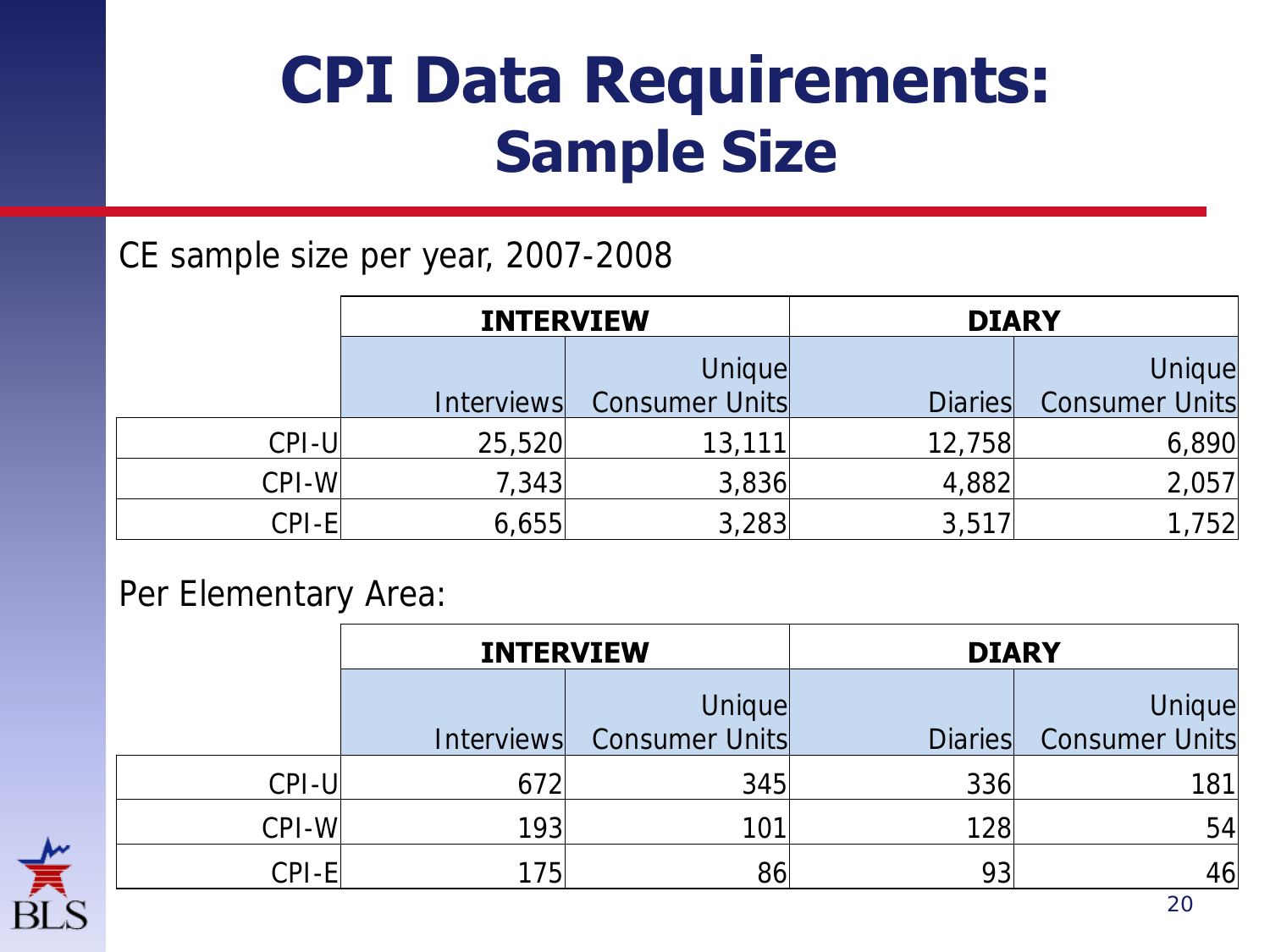# CPI Data Requirements: Sample Size

CE sample size per year, 2007-2008

| | INTERVIEW | | DIARY | |
|---|---|---|---|---|
| | Interviews | Unique Consumer Units | Diaries | Unique Consumer Units |
| CPI-U | 25,520 | 13,111 | 12,758 | 6,890 |
| CPI-W | 7,343 | 3,836 | 4,882 | 2,057 |
| CPI-E | 6,655 | 3,283 | 3,517 | 1,752 |

Per Elementary Area:

| | INTERVIEW | | DIARY | |
|---|---|---|---|---|
| | Interviews | Unique Consumer Units | Diaries | Unique Consumer Units |
| CPI-U | 672 | 345 | 336 | 181 |
| CPI-W | 193 | 101 | 128 | 54 |
| CPI-E | 175 | 86 | 93 | 46 |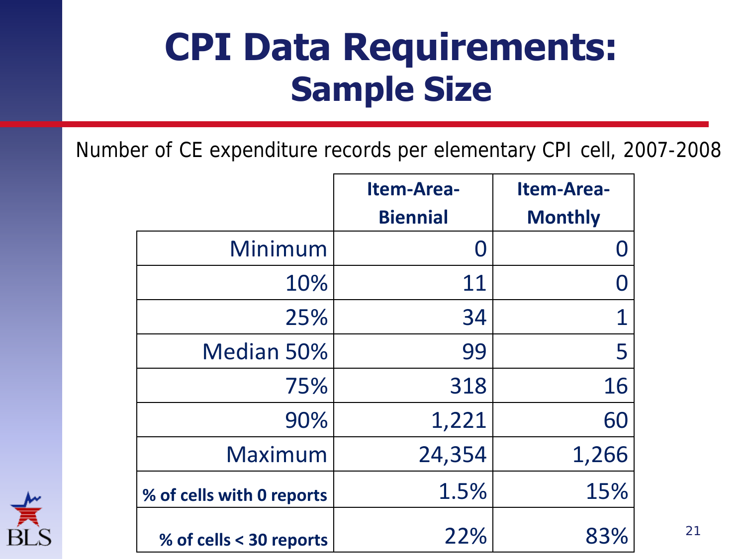# CPI Data Requirements: Sample Size

Number of CE expenditure records per elementary CPI cell, 2007-2008

| | Item-Area-Biennial | Item-Area-Monthly |
|---|---|---|
| Minimum | 0 | 0 |
| 10% | 11 | 0 |
| 25% | 34 | 1 |
| Median 50% | 99 | 5 |
| 75% | 318 | 16 |
| 90% | 1,221 | 60 |
| Maximum | 24,354 | 1,266 |
| **% of cells with 0 reports** | 1.5% | 15% |
| **% of cells < 30 reports** | 22% | 83% |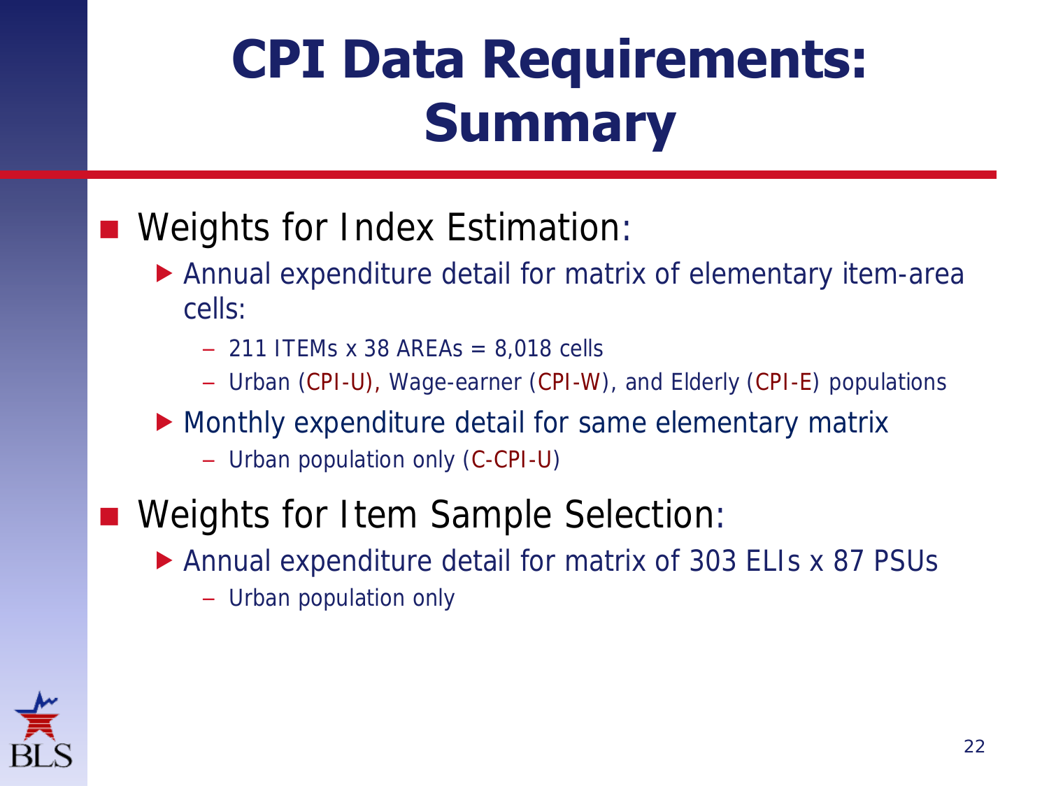# CPI Data Requirements: Summary

- Weights for Index Estimation:
  - Annual expenditure detail for matrix of elementary item-area cells:
    - 211 ITEMs x 38 AREAs = 8,018 cells
    - Urban (CPI-U), Wage-earner (CPI-W), and Elderly (CPI-E) populations
  - Monthly expenditure detail for same elementary matrix
    - Urban population only (C-CPI-U)
- Weights for Item Sample Selection:
  - Annual expenditure detail for matrix of 303 ELIs x 87 PSUs
    - Urban population only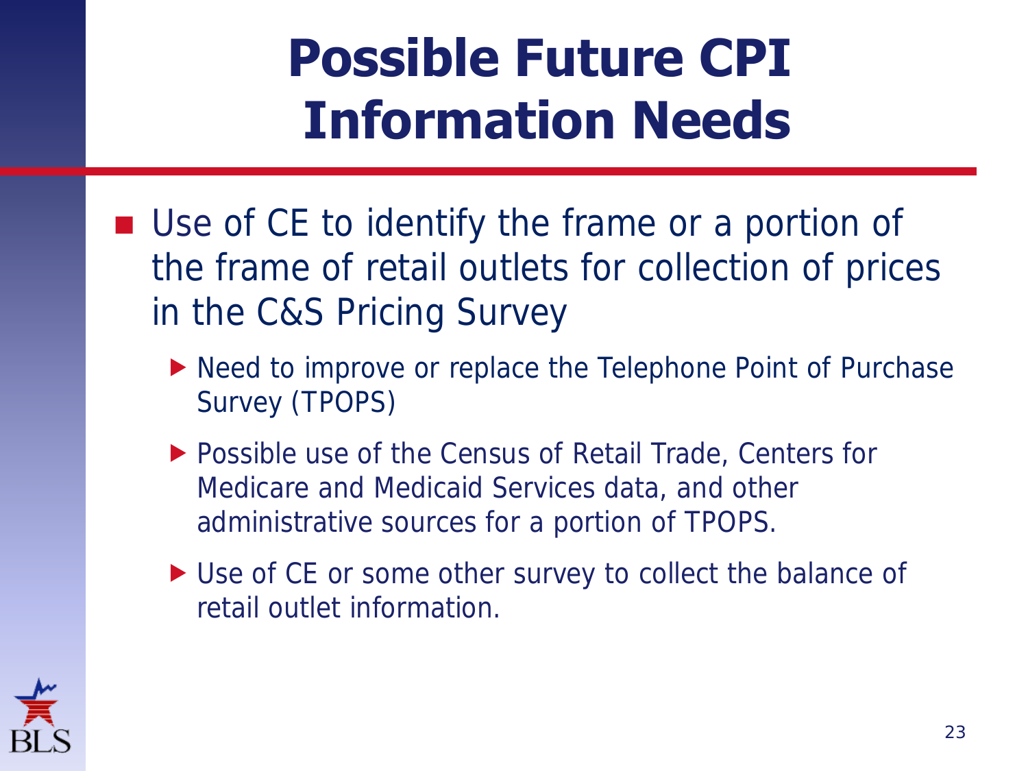# Possible Future CPI Information Needs

- Use of CE to identify the frame or a portion of the frame of retail outlets for collection of prices in the C&S Pricing Survey
  - Need to improve or replace the Telephone Point of Purchase Survey (TPOPS)
  - Possible use of the Census of Retail Trade, Centers for Medicare and Medicaid Services data, and other administrative sources for a portion of TPOPS.
  - Use of CE or some other survey to collect the balance of retail outlet information.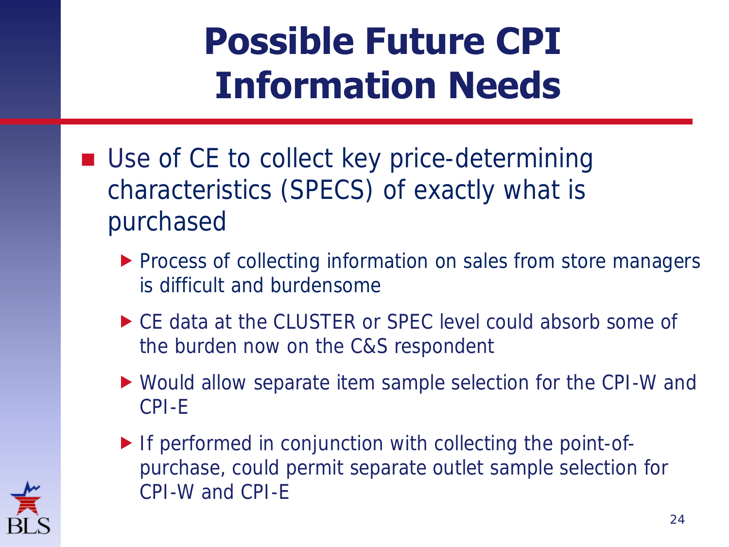# Possible Future CPI Information Needs

- Use of CE to collect key price-determining characteristics (SPECS) of exactly what is purchased
  - Process of collecting information on sales from store managers is difficult and burdensome
  - CE data at the CLUSTER or SPEC level could absorb some of the burden now on the C&S respondent
  - Would allow separate item sample selection for the CPI-W and CPI-E
  - If performed in conjunction with collecting the point-of-purchase, could permit separate outlet sample selection for CPI-W and CPI-E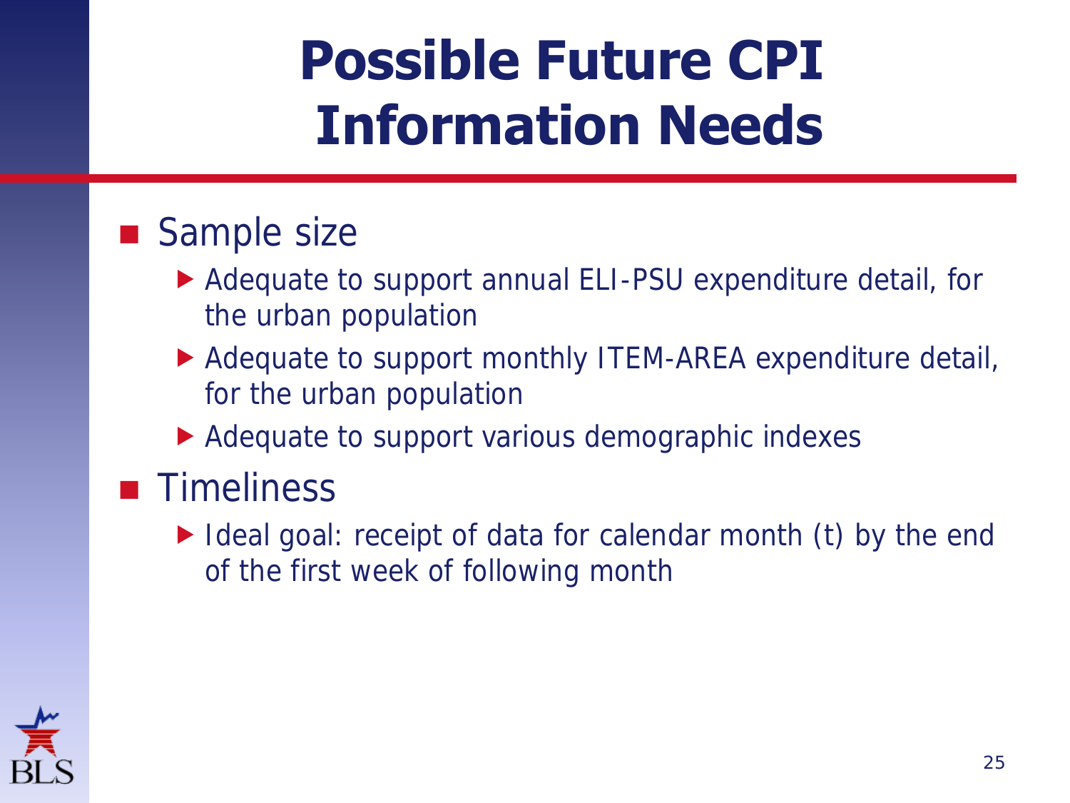# Possible Future CPI Information Needs

- Sample size
  - Adequate to support annual ELI-PSU expenditure detail, for the urban population
  - Adequate to support monthly ITEM-AREA expenditure detail, for the urban population
  - Adequate to support various demographic indexes
- Timeliness
  - Ideal goal: receipt of data for calendar month (t) by the end of the first week of following month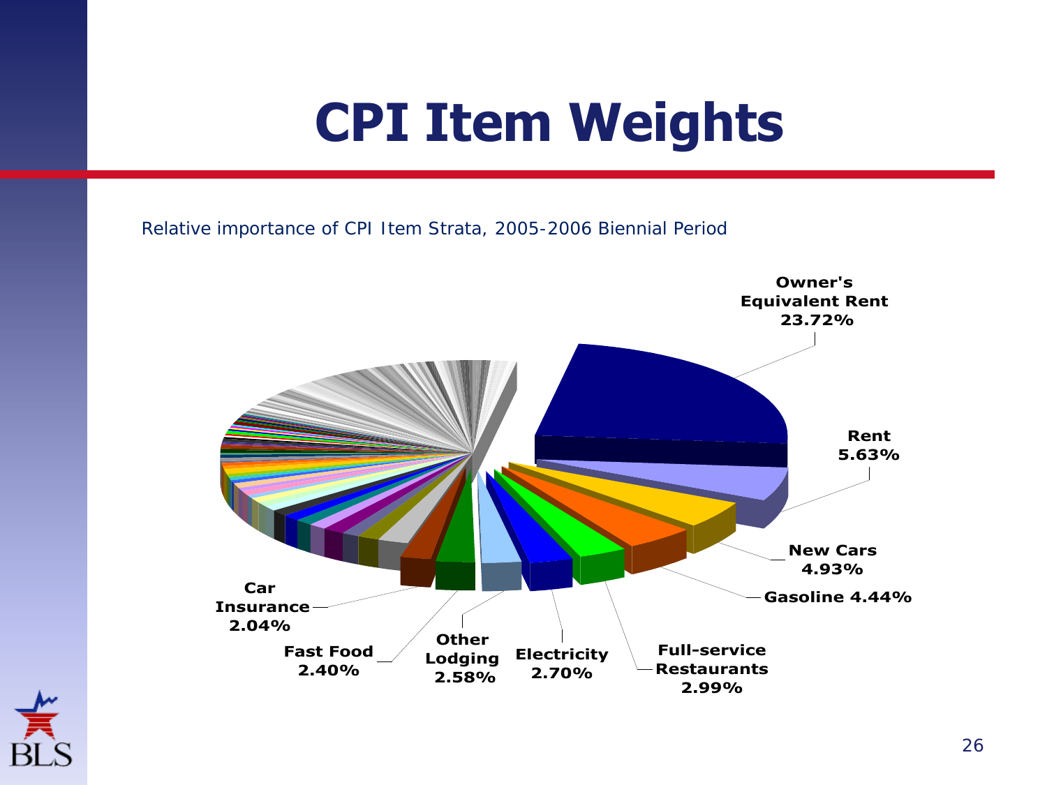# CPI Item Weights

*Relative importance of CPI Item Strata, 2005-2006 Biennial Period*

**Owner's Equivalent Rent 23.72%**

**Rent 5.63%**

**New Cars 4.93%**

**Gasoline 4.44%**

**Full-service Restaurants 2.99%**

**Electricity 2.70%**

**Other Lodging 2.58%**

**Fast Food 2.40%**

**Car Insurance 2.04%**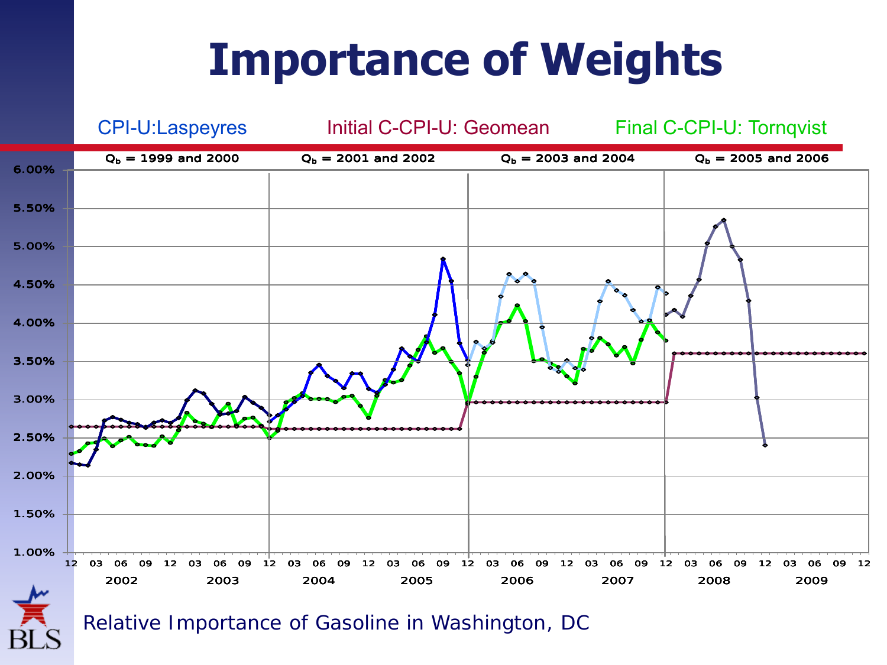# Importance of Weights

CPI-U:Laspeyres | Initial C-CPI-U: Geomean | Final C-CPI-U: Tornqvist

$Q_b$ = 1999 and 2000 | $Q_b$ = 2001 and 2002 | $Q_b$ = 2003 and 2004 | $Q_b$ = 2005 and 2006

Relative Importance of Gasoline in Washington, DC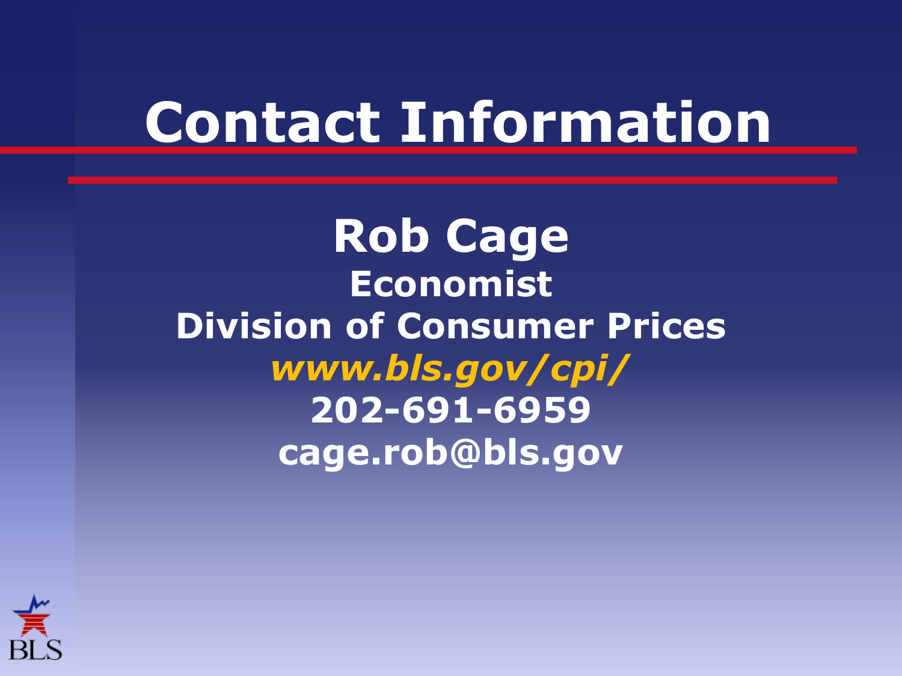# Contact Information

**Rob Cage**

**Economist**

**Division of Consumer Prices**

***www.bls.gov/cpi/***

**202-691-6959**

**cage.rob@bls.gov**

BLS